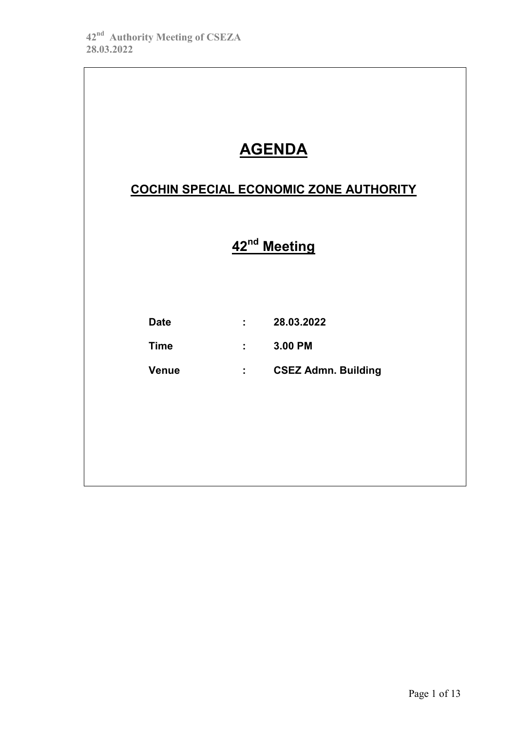# AGENDA

## COCHIN SPECIAL ECONOMIC ZONE AUTHORITY

## 42nd Meeting

| | | |
|---|---|---|
| **Date** | **:** | **28.03.2022** |
| **Time** | **:** | **3.00 PM** |
| **Venue** | **:** | **CSEZ Admn. Building** |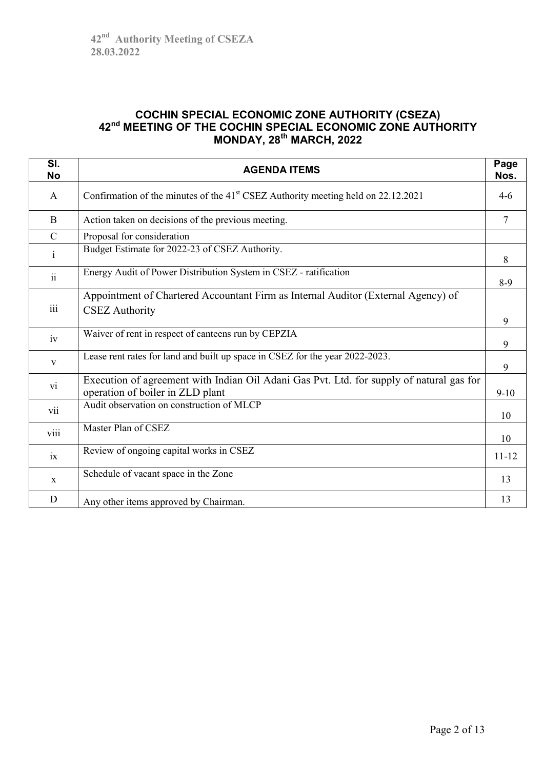## COCHIN SPECIAL ECONOMIC ZONE AUTHORITY (CSEZA)
## 42nd MEETING OF THE COCHIN SPECIAL ECONOMIC ZONE AUTHORITY
## MONDAY, 28th MARCH, 2022

| Sl. No | AGENDA ITEMS | Page Nos. |
|---|---|---|
| A | Confirmation of the minutes of the 41st CSEZ Authority meeting held on 22.12.2021 | 4-6 |
| B | Action taken on decisions of the previous meeting. | 7 |
| C | Proposal for consideration | |
| i | Budget Estimate for 2022-23 of CSEZ Authority. | 8 |
| ii | Energy Audit of Power Distribution System in CSEZ - ratification | 8-9 |
| iii | Appointment of Chartered Accountant Firm as Internal Auditor (External Agency) of CSEZ Authority | 9 |
| iv | Waiver of rent in respect of canteens run by CEPZIA | 9 |
| v | Lease rent rates for land and built up space in CSEZ for the year 2022-2023. | 9 |
| vi | Execution of agreement with Indian Oil Adani Gas Pvt. Ltd. for supply of natural gas for operation of boiler in ZLD plant | 9-10 |
| vii | Audit observation on construction of MLCP | 10 |
| viii | Master Plan of CSEZ | 10 |
| ix | Review of ongoing capital works in CSEZ | 11-12 |
| x | Schedule of vacant space in the Zone | 13 |
| D | Any other items approved by Chairman. | 13 |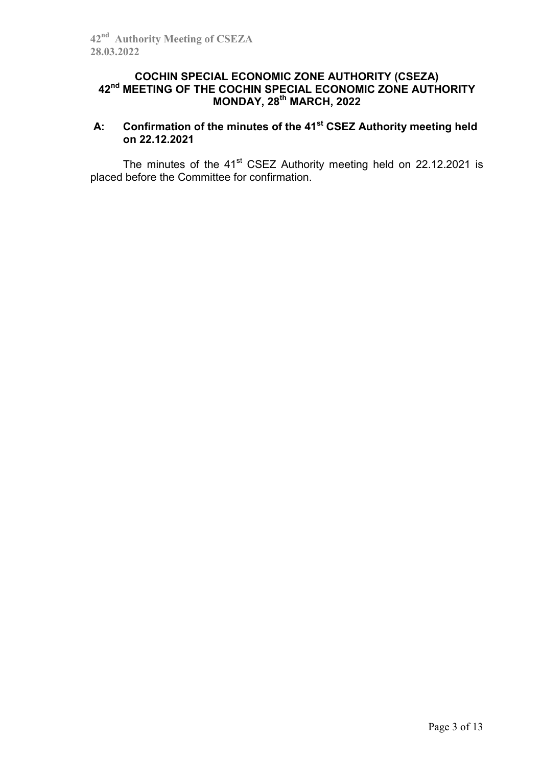# COCHIN SPECIAL ECONOMIC ZONE AUTHORITY (CSEZA)
## 42nd MEETING OF THE COCHIN SPECIAL ECONOMIC ZONE AUTHORITY
## MONDAY, 28th MARCH, 2022

### A: Confirmation of the minutes of the 41st CSEZ Authority meeting held on 22.12.2021

The minutes of the 41st CSEZ Authority meeting held on 22.12.2021 is placed before the Committee for confirmation.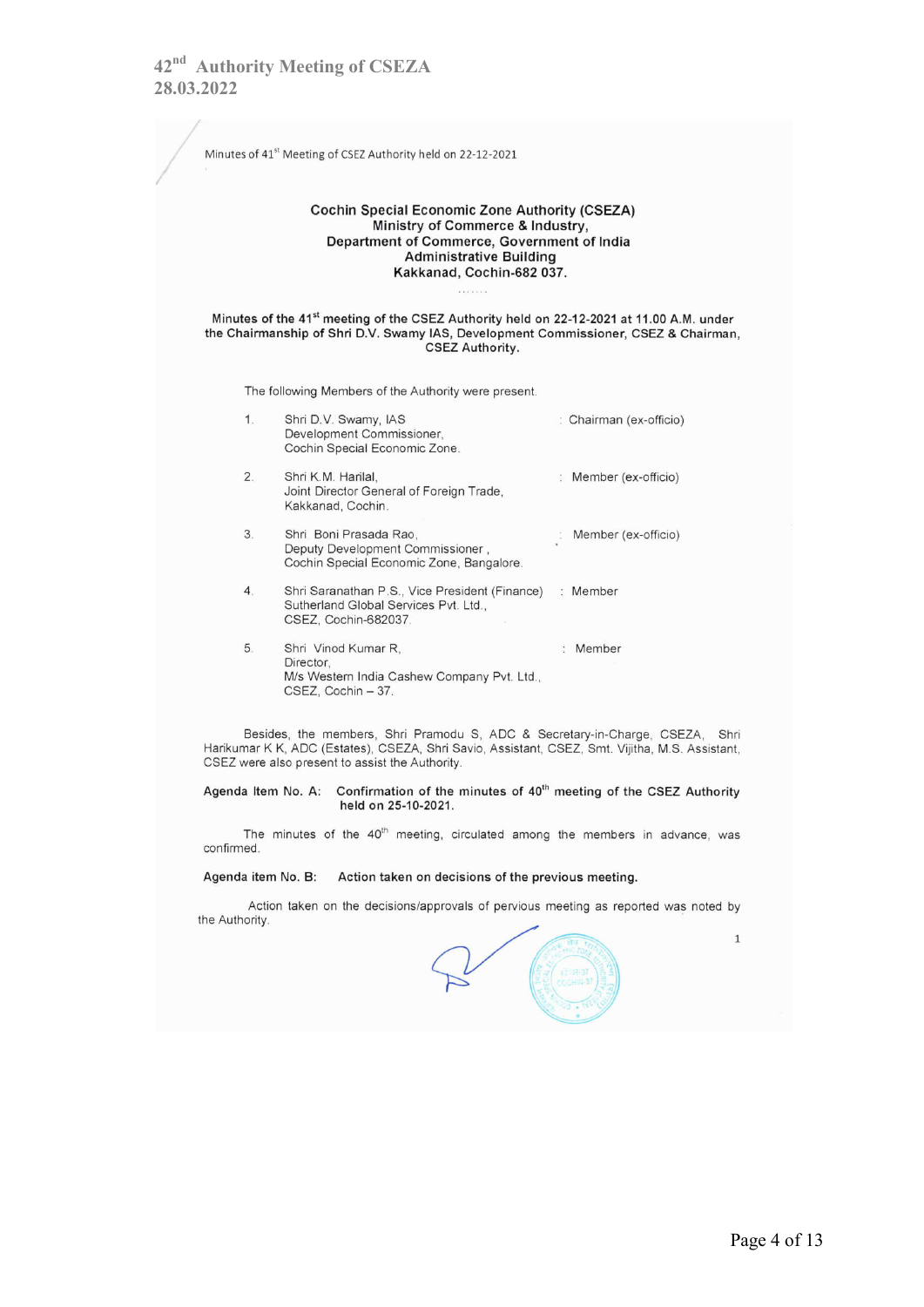Minutes of 41st Meeting of CSEZ Authority held on 22-12-2021

**Cochin Special Economic Zone Authority (CSEZA)**
**Ministry of Commerce & Industry,**
**Department of Commerce, Government of India**
**Administrative Building**
**Kakkanad, Cochin-682 037.**

**Minutes of the 41st meeting of the CSEZ Authority held on 22-12-2021 at 11.00 A.M. under the Chairmanship of Shri D.V. Swamy IAS, Development Commissioner, CSEZ & Chairman, CSEZ Authority.**

The following Members of the Authority were present.

| | | |
|---|---|---|
| 1. | Shri D.V. Swamy, IAS<br>Development Commissioner,<br>Cochin Special Economic Zone. | : Chairman (ex-officio) |
| 2. | Shri K.M. Harilal,<br>Joint Director General of Foreign Trade,<br>Kakkanad, Cochin. | : Member (ex-officio) |
| 3. | Shri Boni Prasada Rao,<br>Deputy Development Commissioner ,<br>Cochin Special Economic Zone, Bangalore. | : Member (ex-officio) |
| 4. | Shri Saranathan P.S., Vice President (Finance)<br>Sutherland Global Services Pvt. Ltd.,<br>CSEZ, Cochin-682037. | : Member |
| 5. | Shri Vinod Kumar R,<br>Director,<br>M/s Western India Cashew Company Pvt. Ltd.,<br>CSEZ, Cochin – 37. | : Member |

Besides, the members, Shri Pramodu S, ADC & Secretary-in-Charge, CSEZA, Shri Harikumar K K, ADC (Estates), CSEZA, Shri Savio, Assistant, CSEZ, Smt. Vijitha, M.S. Assistant, CSEZ were also present to assist the Authority.

**Agenda Item No. A: Confirmation of the minutes of 40th meeting of the CSEZ Authority held on 25-10-2021.**

The minutes of the 40th meeting, circulated among the members in advance, was confirmed.

**Agenda item No. B: Action taken on decisions of the previous meeting.**

Action taken on the decisions/approvals of pervious meeting as reported was noted by the Authority.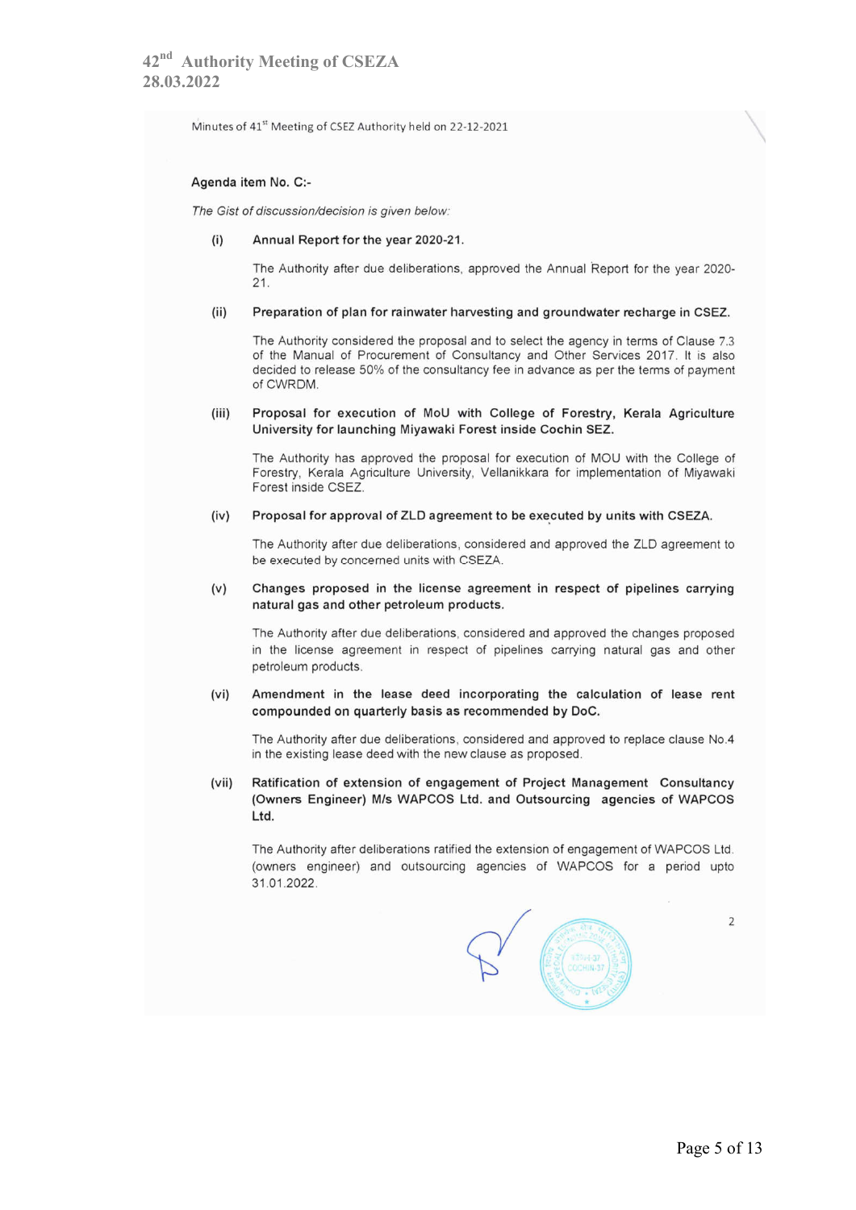Minutes of 41[st] Meeting of CSEZ Authority held on 22-12-2021

**Agenda item No. C:-**

*The Gist of discussion/decision is given below:*

**(i) Annual Report for the year 2020-21.**

The Authority after due deliberations, approved the Annual Report for the year 2020-21.

**(ii) Preparation of plan for rainwater harvesting and groundwater recharge in CSEZ.**

The Authority considered the proposal and to select the agency in terms of Clause 7.3 of the Manual of Procurement of Consultancy and Other Services 2017. It is also decided to release 50% of the consultancy fee in advance as per the terms of payment of CWRDM.

**(iii) Proposal for execution of MoU with College of Forestry, Kerala Agriculture University for launching Miyawaki Forest inside Cochin SEZ.**

The Authority has approved the proposal for execution of MOU with the College of Forestry, Kerala Agriculture University, Vellanikkara for implementation of Miyawaki Forest inside CSEZ.

**(iv) Proposal for approval of ZLD agreement to be executed by units with CSEZA.**

The Authority after due deliberations, considered and approved the ZLD agreement to be executed by concerned units with CSEZA.

**(v) Changes proposed in the license agreement in respect of pipelines carrying natural gas and other petroleum products.**

The Authority after due deliberations, considered and approved the changes proposed in the license agreement in respect of pipelines carrying natural gas and other petroleum products.

**(vi) Amendment in the lease deed incorporating the calculation of lease rent compounded on quarterly basis as recommended by DoC.**

The Authority after due deliberations, considered and approved to replace clause No.4 in the existing lease deed with the new clause as proposed.

**(vii) Ratification of extension of engagement of Project Management Consultancy (Owners Engineer) M/s WAPCOS Ltd. and Outsourcing agencies of WAPCOS Ltd.**

The Authority after deliberations ratified the extension of engagement of WAPCOS Ltd. (owners engineer) and outsourcing agencies of WAPCOS for a period upto 31.01.2022.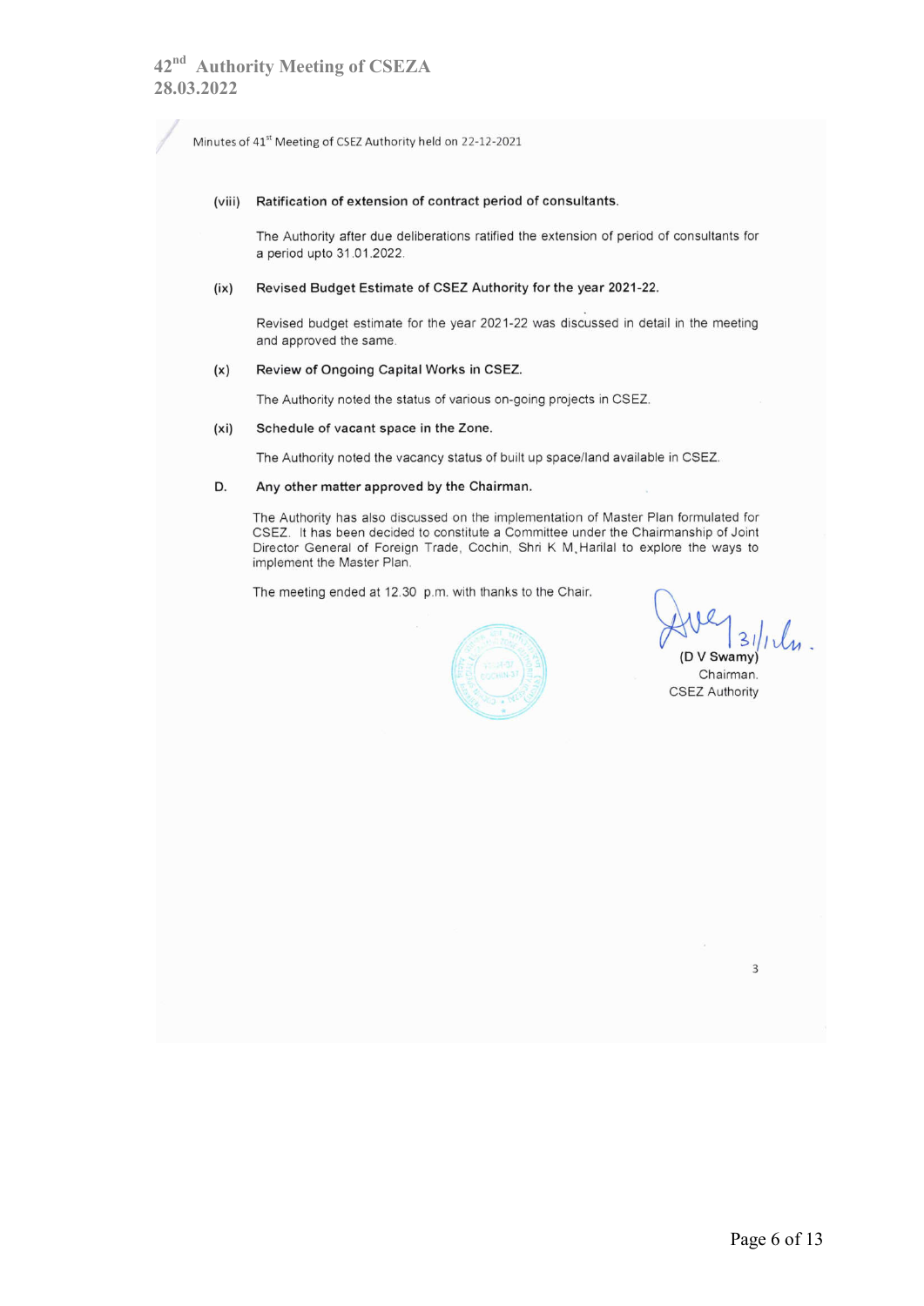Minutes of 41[st] Meeting of CSEZ Authority held on 22-12-2021

**(viii) Ratification of extension of contract period of consultants.**

The Authority after due deliberations ratified the extension of period of consultants for a period upto 31.01.2022.

**(ix) Revised Budget Estimate of CSEZ Authority for the year 2021-22.**

Revised budget estimate for the year 2021-22 was discussed in detail in the meeting and approved the same.

**(x) Review of Ongoing Capital Works in CSEZ.**

The Authority noted the status of various on-going projects in CSEZ.

**(xi) Schedule of vacant space in the Zone.**

The Authority noted the vacancy status of built up space/land available in CSEZ.

**D. Any other matter approved by the Chairman.**

The Authority has also discussed on the implementation of Master Plan formulated for CSEZ. It has been decided to constitute a Committee under the Chairmanship of Joint Director General of Foreign Trade, Cochin, Shri K M Harilal to explore the ways to implement the Master Plan.

The meeting ended at 12.30 p.m. with thanks to the Chair.

31/1/22

(D V Swamy)
Chairman.
CSEZ Authority

3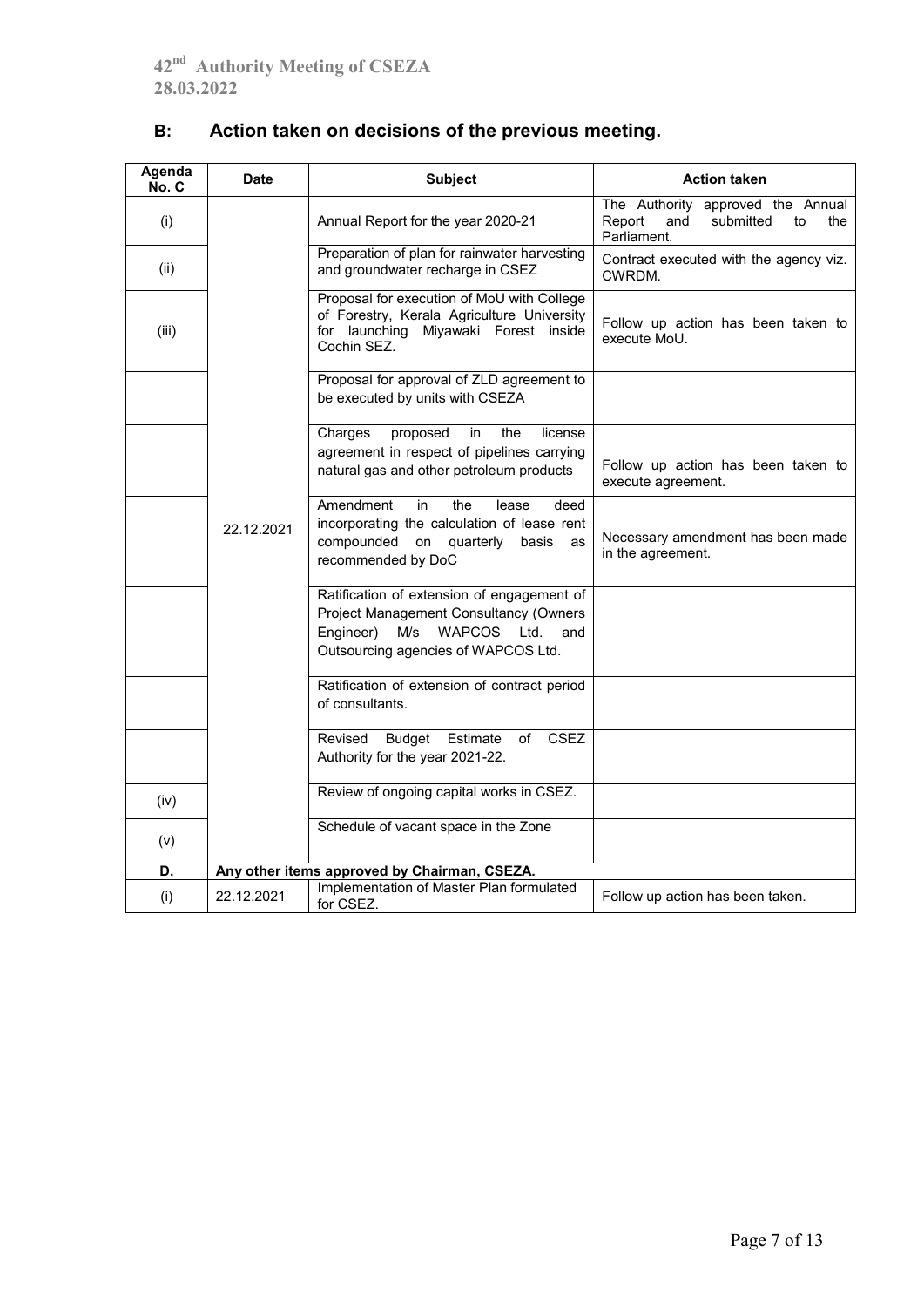## B: Action taken on decisions of the previous meeting.

| Agenda No. C | Date | Subject | Action taken |
|---|---|---|---|
| (i) | 22.12.2021 | Annual Report for the year 2020-21 | The Authority approved the Annual Report and submitted to the Parliament. |
| (ii) | | Preparation of plan for rainwater harvesting and groundwater recharge in CSEZ | Contract executed with the agency viz. CWRDM. |
| (iii) | | Proposal for execution of MoU with College of Forestry, Kerala Agriculture University for launching Miyawaki Forest inside Cochin SEZ. | Follow up action has been taken to execute MoU. |
| | | Proposal for approval of ZLD agreement to be executed by units with CSEZA | |
| | | Charges proposed in the license agreement in respect of pipelines carrying natural gas and other petroleum products | Follow up action has been taken to execute agreement. |
| | | Amendment in the lease deed incorporating the calculation of lease rent compounded on quarterly basis as recommended by DoC | Necessary amendment has been made in the agreement. |
| | | Ratification of extension of engagement of Project Management Consultancy (Owners Engineer) M/s WAPCOS Ltd. and Outsourcing agencies of WAPCOS Ltd. | |
| | | Ratification of extension of contract period of consultants. | |
| | | Revised Budget Estimate of CSEZ Authority for the year 2021-22. | |
| (iv) | | Review of ongoing capital works in CSEZ. | |
| (v) | | Schedule of vacant space in the Zone | |
| **D.** | **Any other items approved by Chairman, CSEZA.** | | |
| (i) | 22.12.2021 | Implementation of Master Plan formulated for CSEZ. | Follow up action has been taken. |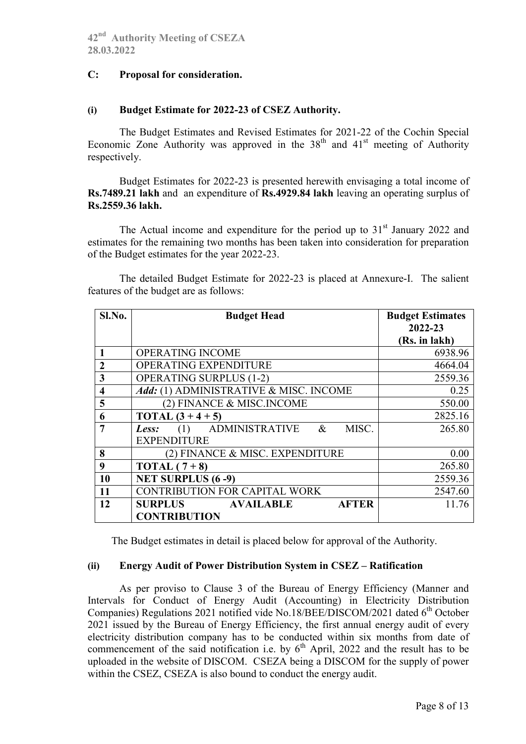## C: Proposal for consideration.

### (i) Budget Estimate for 2022-23 of CSEZ Authority.

The Budget Estimates and Revised Estimates for 2021-22 of the Cochin Special Economic Zone Authority was approved in the 38th and 41st meeting of Authority respectively.

Budget Estimates for 2022-23 is presented herewith envisaging a total income of **Rs.7489.21 lakh** and an expenditure of **Rs.4929.84 lakh** leaving an operating surplus of **Rs.2559.36 lakh.**

The Actual income and expenditure for the period up to 31st January 2022 and estimates for the remaining two months has been taken into consideration for preparation of the Budget estimates for the year 2022-23.

The detailed Budget Estimate for 2022-23 is placed at Annexure-I. The salient features of the budget are as follows:

| Sl.No. | Budget Head | Budget Estimates 2022-23 (Rs. in lakh) |
|---|---|---|
| 1 | OPERATING INCOME | 6938.96 |
| 2 | OPERATING EXPENDITURE | 4664.04 |
| 3 | OPERATING SURPLUS (1-2) | 2559.36 |
| 4 | *Add:* (1) ADMINISTRATIVE & MISC. INCOME | 0.25 |
| 5 | (2) FINANCE & MISC.INCOME | 550.00 |
| 6 | **TOTAL (3 + 4 + 5)** | 2825.16 |
| 7 | ***Less:*** (1) ADMINISTRATIVE & MISC. EXPENDITURE | 265.80 |
| 8 | (2) FINANCE & MISC. EXPENDITURE | 0.00 |
| 9 | **TOTAL ( 7 + 8)** | 265.80 |
| 10 | **NET SURPLUS (6 -9)** | 2559.36 |
| 11 | CONTRIBUTION FOR CAPITAL WORK | 2547.60 |
| 12 | **SURPLUS AVAILABLE AFTER CONTRIBUTION** | 11.76 |

The Budget estimates in detail is placed below for approval of the Authority.

### (ii) Energy Audit of Power Distribution System in CSEZ – Ratification

As per proviso to Clause 3 of the Bureau of Energy Efficiency (Manner and Intervals for Conduct of Energy Audit (Accounting) in Electricity Distribution Companies) Regulations 2021 notified vide No.18/BEE/DISCOM/2021 dated 6th October 2021 issued by the Bureau of Energy Efficiency, the first annual energy audit of every electricity distribution company has to be conducted within six months from date of commencement of the said notification i.e. by 6th April, 2022 and the result has to be uploaded in the website of DISCOM. CSEZA being a DISCOM for the supply of power within the CSEZ, CSEZA is also bound to conduct the energy audit.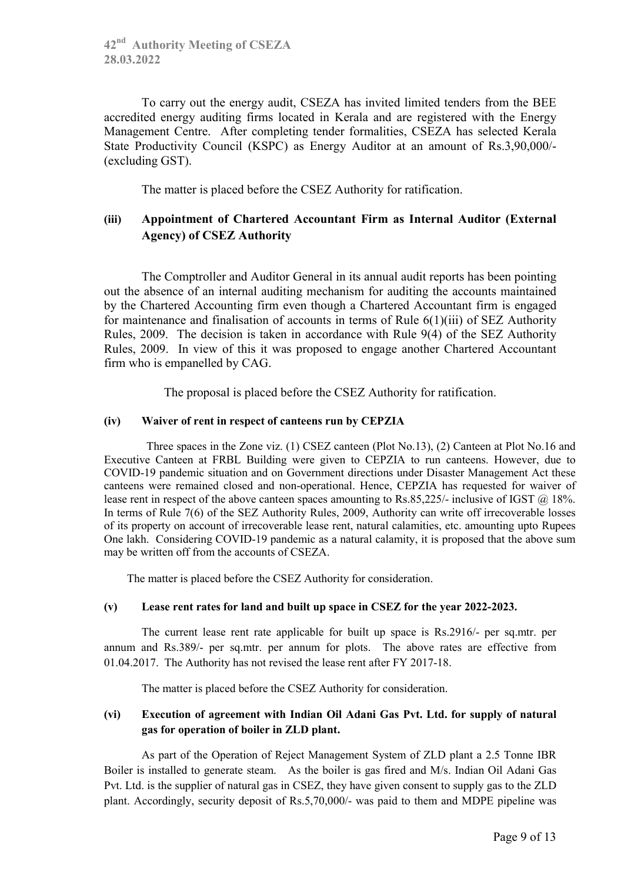To carry out the energy audit, CSEZA has invited limited tenders from the BEE accredited energy auditing firms located in Kerala and are registered with the Energy Management Centre. After completing tender formalities, CSEZA has selected Kerala State Productivity Council (KSPC) as Energy Auditor at an amount of Rs.3,90,000/- (excluding GST).

The matter is placed before the CSEZ Authority for ratification.

### (iii) Appointment of Chartered Accountant Firm as Internal Auditor (External Agency) of CSEZ Authority

The Comptroller and Auditor General in its annual audit reports has been pointing out the absence of an internal auditing mechanism for auditing the accounts maintained by the Chartered Accounting firm even though a Chartered Accountant firm is engaged for maintenance and finalisation of accounts in terms of Rule 6(1)(iii) of SEZ Authority Rules, 2009. The decision is taken in accordance with Rule 9(4) of the SEZ Authority Rules, 2009. In view of this it was proposed to engage another Chartered Accountant firm who is empanelled by CAG.

The proposal is placed before the CSEZ Authority for ratification.

### (iv) Waiver of rent in respect of canteens run by CEPZIA

Three spaces in the Zone viz. (1) CSEZ canteen (Plot No.13), (2) Canteen at Plot No.16 and Executive Canteen at FRBL Building were given to CEPZIA to run canteens. However, due to COVID-19 pandemic situation and on Government directions under Disaster Management Act these canteens were remained closed and non-operational. Hence, CEPZIA has requested for waiver of lease rent in respect of the above canteen spaces amounting to Rs.85,225/- inclusive of IGST @ 18%. In terms of Rule 7(6) of the SEZ Authority Rules, 2009, Authority can write off irrecoverable losses of its property on account of irrecoverable lease rent, natural calamities, etc. amounting upto Rupees One lakh. Considering COVID-19 pandemic as a natural calamity, it is proposed that the above sum may be written off from the accounts of CSEZA.

The matter is placed before the CSEZ Authority for consideration.

### (v) Lease rent rates for land and built up space in CSEZ for the year 2022-2023.

The current lease rent rate applicable for built up space is Rs.2916/- per sq.mtr. per annum and Rs.389/- per sq.mtr. per annum for plots. The above rates are effective from 01.04.2017. The Authority has not revised the lease rent after FY 2017-18.

The matter is placed before the CSEZ Authority for consideration.

### (vi) Execution of agreement with Indian Oil Adani Gas Pvt. Ltd. for supply of natural gas for operation of boiler in ZLD plant.

As part of the Operation of Reject Management System of ZLD plant a 2.5 Tonne IBR Boiler is installed to generate steam. As the boiler is gas fired and M/s. Indian Oil Adani Gas Pvt. Ltd. is the supplier of natural gas in CSEZ, they have given consent to supply gas to the ZLD plant. Accordingly, security deposit of Rs.5,70,000/- was paid to them and MDPE pipeline was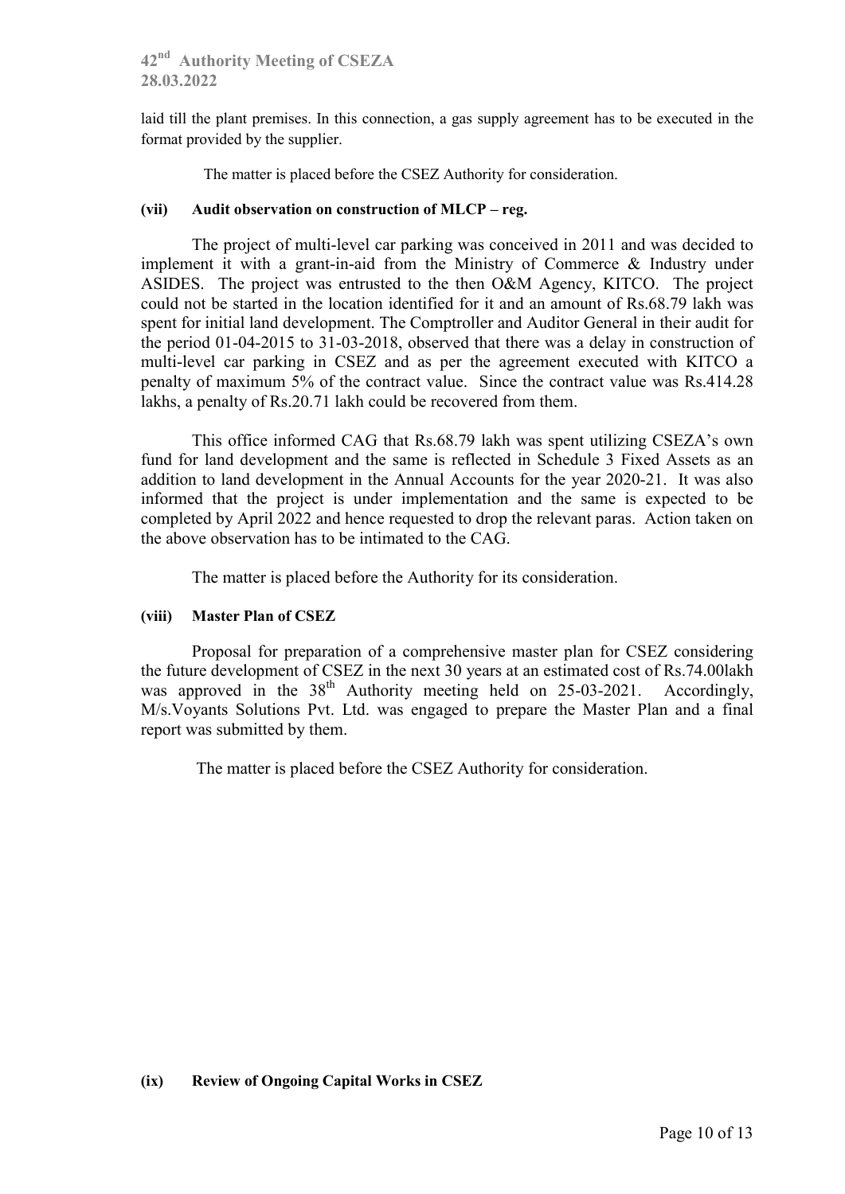laid till the plant premises. In this connection, a gas supply agreement has to be executed in the format provided by the supplier.

The matter is placed before the CSEZ Authority for consideration.

**(vii) Audit observation on construction of MLCP – reg.**

The project of multi-level car parking was conceived in 2011 and was decided to implement it with a grant-in-aid from the Ministry of Commerce & Industry under ASIDES. The project was entrusted to the then O&M Agency, KITCO. The project could not be started in the location identified for it and an amount of Rs.68.79 lakh was spent for initial land development. The Comptroller and Auditor General in their audit for the period 01-04-2015 to 31-03-2018, observed that there was a delay in construction of multi-level car parking in CSEZ and as per the agreement executed with KITCO a penalty of maximum 5% of the contract value. Since the contract value was Rs.414.28 lakhs, a penalty of Rs.20.71 lakh could be recovered from them.

This office informed CAG that Rs.68.79 lakh was spent utilizing CSEZA's own fund for land development and the same is reflected in Schedule 3 Fixed Assets as an addition to land development in the Annual Accounts for the year 2020-21. It was also informed that the project is under implementation and the same is expected to be completed by April 2022 and hence requested to drop the relevant paras. Action taken on the above observation has to be intimated to the CAG.

The matter is placed before the Authority for its consideration.

**(viii) Master Plan of CSEZ**

Proposal for preparation of a comprehensive master plan for CSEZ considering the future development of CSEZ in the next 30 years at an estimated cost of Rs.74.00lakh was approved in the 38th Authority meeting held on 25-03-2021. Accordingly, M/s.Voyants Solutions Pvt. Ltd. was engaged to prepare the Master Plan and a final report was submitted by them.

The matter is placed before the CSEZ Authority for consideration.

**(ix) Review of Ongoing Capital Works in CSEZ**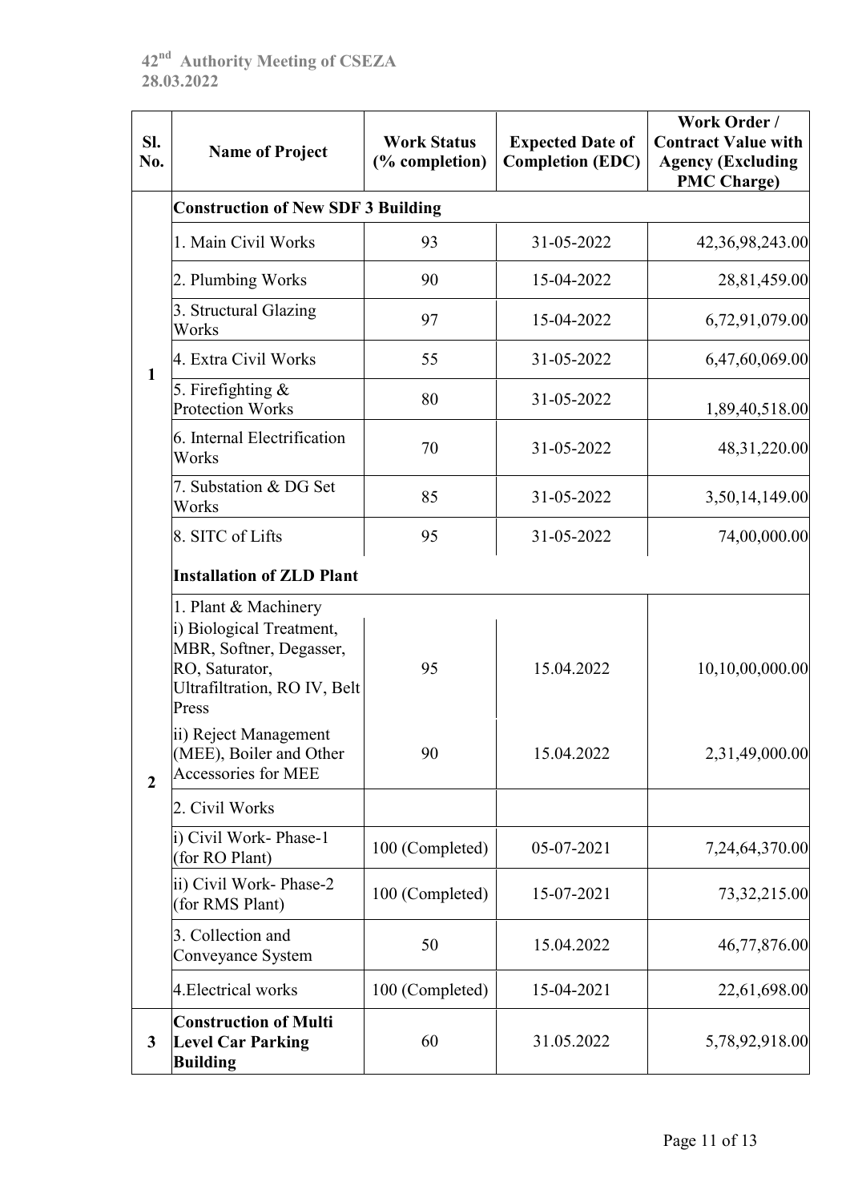| Sl. No. | Name of Project | Work Status (% completion) | Expected Date of Completion (EDC) | Work Order / Contract Value with Agency (Excluding PMC Charge) |
|---|---|---|---|---|
| 1 | **Construction of New SDF 3 Building** | | | |
| | 1. Main Civil Works | 93 | 31-05-2022 | 42,36,98,243.00 |
| | 2. Plumbing Works | 90 | 15-04-2022 | 28,81,459.00 |
| | 3. Structural Glazing Works | 97 | 15-04-2022 | 6,72,91,079.00 |
| | 4. Extra Civil Works | 55 | 31-05-2022 | 6,47,60,069.00 |
| | 5. Firefighting & Protection Works | 80 | 31-05-2022 | 1,89,40,518.00 |
| | 6. Internal Electrification Works | 70 | 31-05-2022 | 48,31,220.00 |
| | 7. Substation & DG Set Works | 85 | 31-05-2022 | 3,50,14,149.00 |
| | 8. SITC of Lifts | 95 | 31-05-2022 | 74,00,000.00 |
| 2 | **Installation of ZLD Plant** | | | |
| | 1. Plant & Machinery | | | |
| | i) Biological Treatment, MBR, Softner, Degasser, RO, Saturator, Ultrafiltration, RO IV, Belt Press | 95 | 15.04.2022 | 10,10,00,000.00 |
| | ii) Reject Management (MEE), Boiler and Other Accessories for MEE | 90 | 15.04.2022 | 2,31,49,000.00 |
| | 2. Civil Works | | | |
| | i) Civil Work- Phase-1 (for RO Plant) | 100 (Completed) | 05-07-2021 | 7,24,64,370.00 |
| | ii) Civil Work- Phase-2 (for RMS Plant) | 100 (Completed) | 15-07-2021 | 73,32,215.00 |
| | 3. Collection and Conveyance System | 50 | 15.04.2022 | 46,77,876.00 |
| | 4.Electrical works | 100 (Completed) | 15-04-2021 | 22,61,698.00 |
| 3 | **Construction of Multi Level Car Parking Building** | 60 | 31.05.2022 | 5,78,92,918.00 |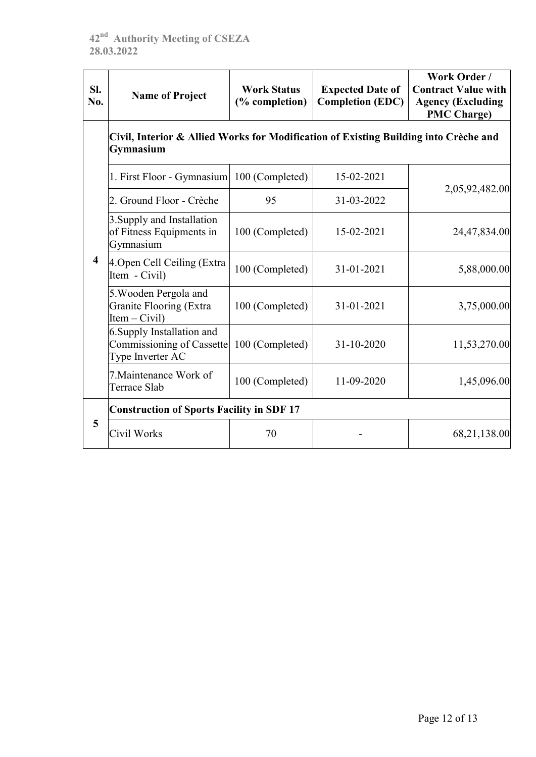| Sl. No. | Name of Project | Work Status (% completion) | Expected Date of Completion (EDC) | Work Order / Contract Value with Agency (Excluding PMC Charge) |
|---|---|---|---|---|
| 4 | **Civil, Interior & Allied Works for Modification of Existing Building into Crèche and Gymnasium** | | | |
| | 1. First Floor - Gymnasium | 100 (Completed) | 15-02-2021 | 2,05,92,482.00 |
| | 2. Ground Floor - Crèche | 95 | 31-03-2022 | |
| | 3.Supply and Installation of Fitness Equipments in Gymnasium | 100 (Completed) | 15-02-2021 | 24,47,834.00 |
| | 4.Open Cell Ceiling (Extra Item - Civil) | 100 (Completed) | 31-01-2021 | 5,88,000.00 |
| | 5.Wooden Pergola and Granite Flooring (Extra Item – Civil) | 100 (Completed) | 31-01-2021 | 3,75,000.00 |
| | 6.Supply Installation and Commissioning of Cassette Type Inverter AC | 100 (Completed) | 31-10-2020 | 11,53,270.00 |
| | 7.Maintenance Work of Terrace Slab | 100 (Completed) | 11-09-2020 | 1,45,096.00 |
| 5 | **Construction of Sports Facility in SDF 17** | | | |
| | Civil Works | 70 | - | 68,21,138.00 |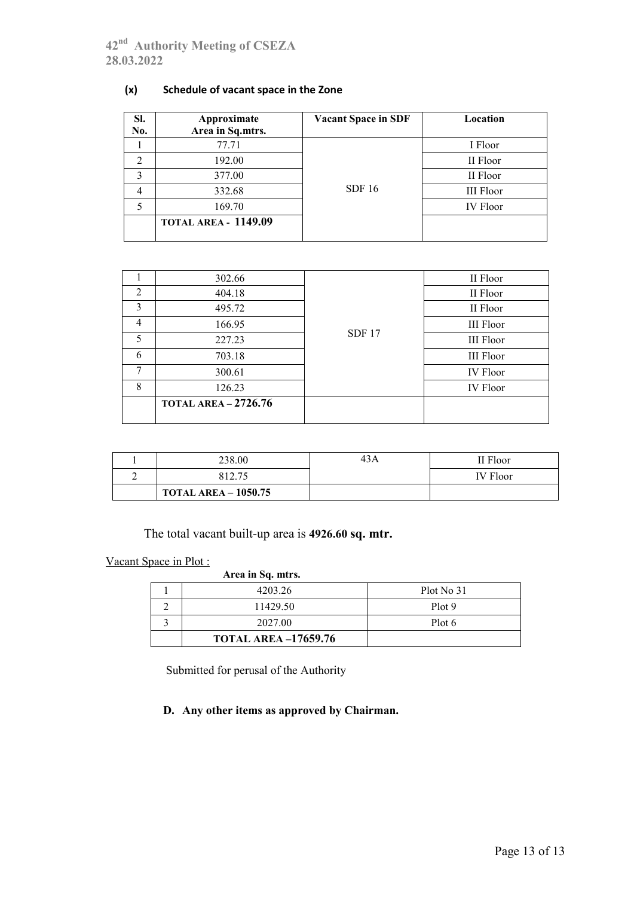#### (x) Schedule of vacant space in the Zone

| Sl. No. | Approximate Area in Sq.mtrs. | Vacant Space in SDF | Location |
|---|---|---|---|
| 1 | 77.71 | SDF 16 | I Floor |
| 2 | 192.00 | | II Floor |
| 3 | 377.00 | | II Floor |
| 4 | 332.68 | | III Floor |
| 5 | 169.70 | | IV Floor |
| | **TOTAL AREA - 1149.09** | | |

| | | | |
|---|---|---|---|
| 1 | 302.66 | SDF 17 | II Floor |
| 2 | 404.18 | | II Floor |
| 3 | 495.72 | | II Floor |
| 4 | 166.95 | | III Floor |
| 5 | 227.23 | | III Floor |
| 6 | 703.18 | | III Floor |
| 7 | 300.61 | | IV Floor |
| 8 | 126.23 | | IV Floor |
| | **TOTAL AREA – 2726.76** | | |

| | | | |
|---|---|---|---|
| 1 | 238.00 | 43A | II Floor |
| 2 | 812.75 | | IV Floor |
| | **TOTAL AREA – 1050.75** | | |

The total vacant built-up area is **4926.60 sq. mtr.**

Vacant Space in Plot :

| | **Area in Sq. mtrs.** | |
|---|---|---|
| 1 | 4203.26 | Plot No 31 |
| 2 | 11429.50 | Plot 9 |
| 3 | 2027.00 | Plot 6 |
| | **TOTAL AREA –17659.76** | |

Submitted for perusal of the Authority

### D. Any other items as approved by Chairman.